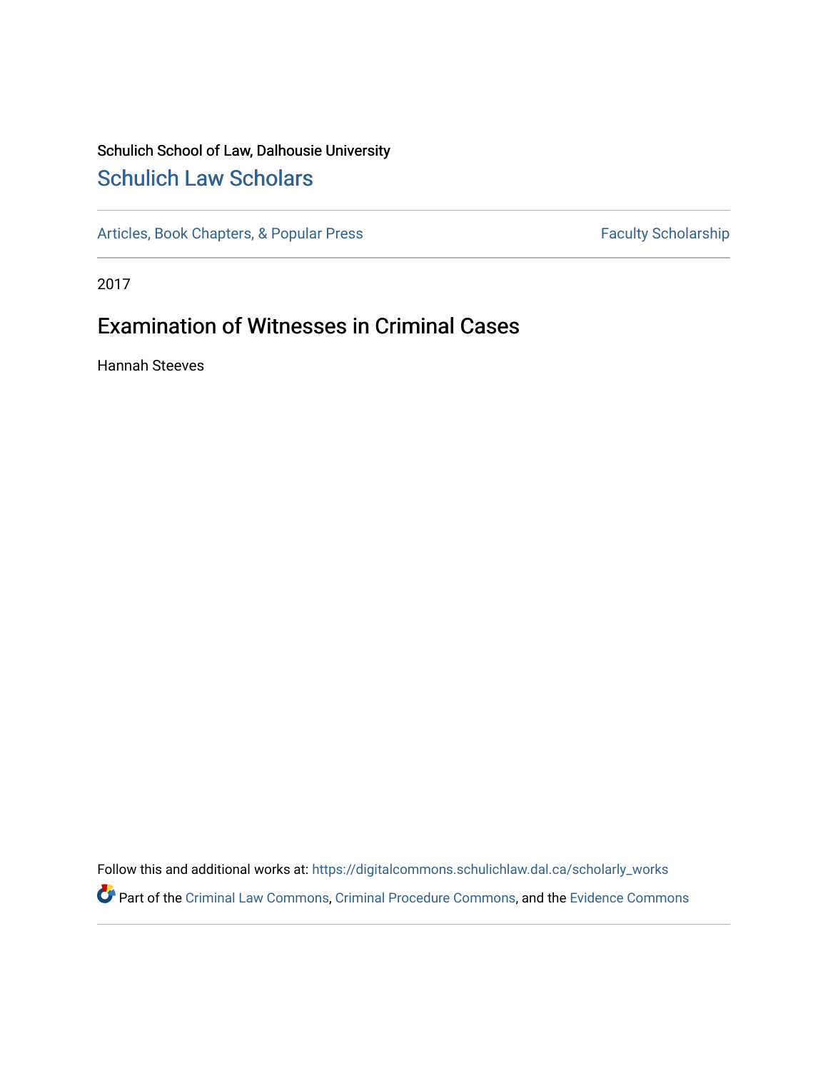Schulich School of Law, Dalhousie University

# Schulich Law Scholars

Articles, Book Chapters, & Popular Press

Faculty Scholarship

2017

## Examination of Witnesses in Criminal Cases

Hannah Steeves

Follow this and additional works at: https://digitalcommons.schulichlaw.dal.ca/scholarly_works

Part of the Criminal Law Commons, Criminal Procedure Commons, and the Evidence Commons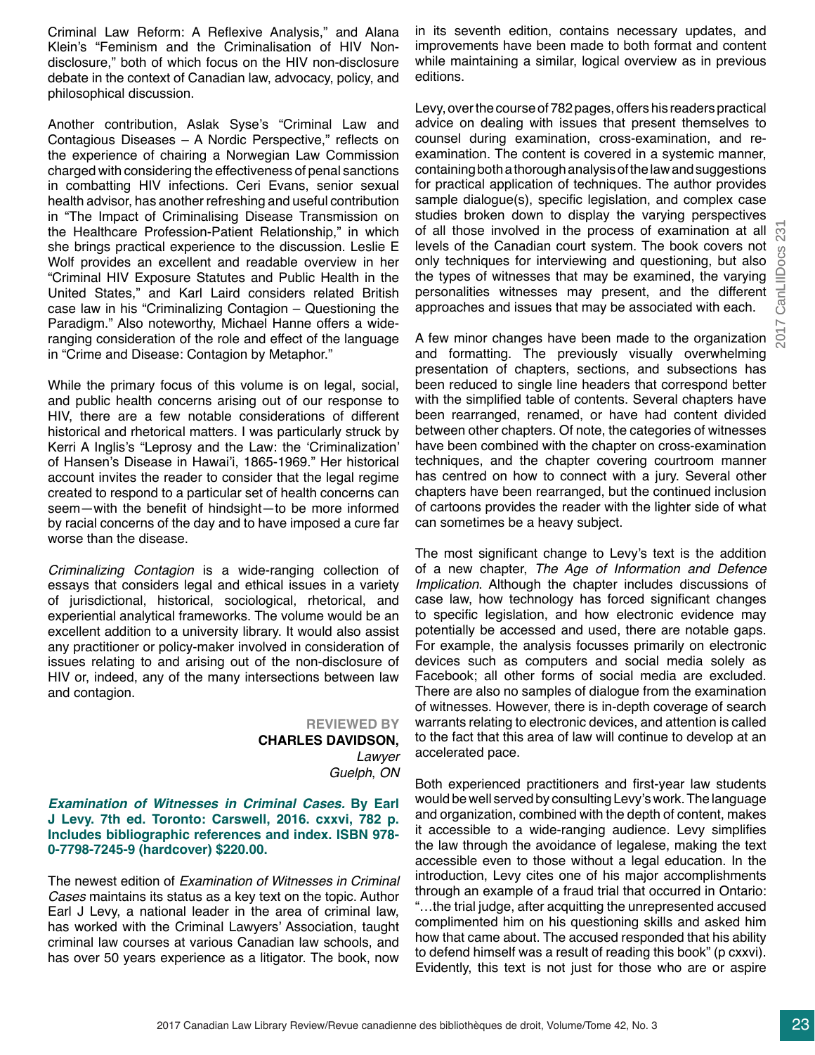Criminal Law Reform: A Reflexive Analysis," and Alana Klein's "Feminism and the Criminalisation of HIV Non-disclosure," both of which focus on the HIV non-disclosure debate in the context of Canadian law, advocacy, policy, and philosophical discussion.

Another contribution, Aslak Syse's "Criminal Law and Contagious Diseases – A Nordic Perspective," reflects on the experience of chairing a Norwegian Law Commission charged with considering the effectiveness of penal sanctions in combatting HIV infections. Ceri Evans, senior sexual health advisor, has another refreshing and useful contribution in "The Impact of Criminalising Disease Transmission on the Healthcare Profession-Patient Relationship," in which she brings practical experience to the discussion. Leslie E Wolf provides an excellent and readable overview in her "Criminal HIV Exposure Statutes and Public Health in the United States," and Karl Laird considers related British case law in his "Criminalizing Contagion – Questioning the Paradigm." Also noteworthy, Michael Hanne offers a wide-ranging consideration of the role and effect of the language in "Crime and Disease: Contagion by Metaphor."

While the primary focus of this volume is on legal, social, and public health concerns arising out of our response to HIV, there are a few notable considerations of different historical and rhetorical matters. I was particularly struck by Kerri A Inglis's "Leprosy and the Law: the 'Criminalization' of Hansen's Disease in Hawai'i, 1865-1969." Her historical account invites the reader to consider that the legal regime created to respond to a particular set of health concerns can seem—with the benefit of hindsight—to be more informed by racial concerns of the day and to have imposed a cure far worse than the disease.

*Criminalizing Contagion* is a wide-ranging collection of essays that considers legal and ethical issues in a variety of jurisdictional, historical, sociological, rhetorical, and experiential analytical frameworks. The volume would be an excellent addition to a university library. It would also assist any practitioner or policy-maker involved in consideration of issues relating to and arising out of the non-disclosure of HIV or, indeed, any of the many intersections between law and contagion.

**REVIEWED BY**
**CHARLES DAVIDSON,**
*Lawyer*
*Guelph, ON*

***Examination of Witnesses in Criminal Cases.*** **By Earl J Levy. 7th ed. Toronto: Carswell, 2016. cxxvi, 782 p. Includes bibliographic references and index. ISBN 978-0-7798-7245-9 (hardcover) $220.00.**

The newest edition of *Examination of Witnesses in Criminal Cases* maintains its status as a key text on the topic. Author Earl J Levy, a national leader in the area of criminal law, has worked with the Criminal Lawyers' Association, taught criminal law courses at various Canadian law schools, and has over 50 years experience as a litigator. The book, now in its seventh edition, contains necessary updates, and improvements have been made to both format and content while maintaining a similar, logical overview as in previous editions.

Levy, over the course of 782 pages, offers his readers practical advice on dealing with issues that present themselves to counsel during examination, cross-examination, and re-examination. The content is covered in a systemic manner, containing both a thorough analysis of the law and suggestions for practical application of techniques. The author provides sample dialogue(s), specific legislation, and complex case studies broken down to display the varying perspectives of all those involved in the process of examination at all levels of the Canadian court system. The book covers not only techniques for interviewing and questioning, but also the types of witnesses that may be examined, the varying personalities witnesses may present, and the different approaches and issues that may be associated with each.

A few minor changes have been made to the organization and formatting. The previously visually overwhelming presentation of chapters, sections, and subsections has been reduced to single line headers that correspond better with the simplified table of contents. Several chapters have been rearranged, renamed, or have had content divided between other chapters. Of note, the categories of witnesses have been combined with the chapter on cross-examination techniques, and the chapter covering courtroom manner has centred on how to connect with a jury. Several other chapters have been rearranged, but the continued inclusion of cartoons provides the reader with the lighter side of what can sometimes be a heavy subject.

The most significant change to Levy's text is the addition of a new chapter, *The Age of Information and Defence Implication*. Although the chapter includes discussions of case law, how technology has forced significant changes to specific legislation, and how electronic evidence may potentially be accessed and used, there are notable gaps. For example, the analysis focusses primarily on electronic devices such as computers and social media solely as Facebook; all other forms of social media are excluded. There are also no samples of dialogue from the examination of witnesses. However, there is in-depth coverage of search warrants relating to electronic devices, and attention is called to the fact that this area of law will continue to develop at an accelerated pace.

Both experienced practitioners and first-year law students would be well served by consulting Levy's work. The language and organization, combined with the depth of content, makes it accessible to a wide-ranging audience. Levy simplifies the law through the avoidance of legalese, making the text accessible even to those without a legal education. In the introduction, Levy cites one of his major accomplishments through an example of a fraud trial that occurred in Ontario: "…the trial judge, after acquitting the unrepresented accused complimented him on his questioning skills and asked him how that came about. The accused responded that his ability to defend himself was a result of reading this book" (p cxxvi). Evidently, this text is not just for those who are or aspire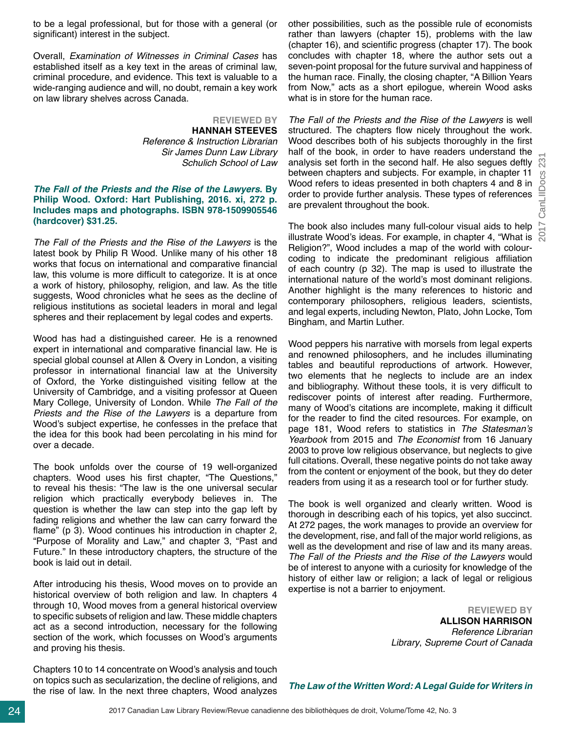to be a legal professional, but for those with a general (or significant) interest in the subject.

Overall, *Examination of Witnesses in Criminal Cases* has established itself as a key text in the areas of criminal law, criminal procedure, and evidence. This text is valuable to a wide-ranging audience and will, no doubt, remain a key work on law library shelves across Canada.

**REVIEWED BY**
**HANNAH STEEVES**
*Reference & Instruction Librarian*
*Sir James Dunn Law Library*
*Schulich School of Law*

***The Fall of the Priests and the Rise of the Lawyers*. By Philip Wood. Oxford: Hart Publishing, 2016. xi, 272 p. Includes maps and photographs. ISBN 978-1509905546 (hardcover) $31.25.**

*The Fall of the Priests and the Rise of the Lawyers* is the latest book by Philip R Wood. Unlike many of his other 18 works that focus on international and comparative financial law, this volume is more difficult to categorize. It is at once a work of history, philosophy, religion, and law. As the title suggests, Wood chronicles what he sees as the decline of religious institutions as societal leaders in moral and legal spheres and their replacement by legal codes and experts.

Wood has had a distinguished career. He is a renowned expert in international and comparative financial law. He is special global counsel at Allen & Overy in London, a visiting professor in international financial law at the University of Oxford, the Yorke distinguished visiting fellow at the University of Cambridge, and a visiting professor at Queen Mary College, University of London. While *The Fall of the Priests and the Rise of the Lawyers* is a departure from Wood's subject expertise, he confesses in the preface that the idea for this book had been percolating in his mind for over a decade.

The book unfolds over the course of 19 well-organized chapters. Wood uses his first chapter, "The Questions," to reveal his thesis: "The law is the one universal secular religion which practically everybody believes in. The question is whether the law can step into the gap left by fading religions and whether the law can carry forward the flame" (p 3). Wood continues his introduction in chapter 2, "Purpose of Morality and Law," and chapter 3, "Past and Future." In these introductory chapters, the structure of the book is laid out in detail.

After introducing his thesis, Wood moves on to provide an historical overview of both religion and law. In chapters 4 through 10, Wood moves from a general historical overview to specific subsets of religion and law. These middle chapters act as a second introduction, necessary for the following section of the work, which focusses on Wood's arguments and proving his thesis.

Chapters 10 to 14 concentrate on Wood's analysis and touch on topics such as secularization, the decline of religions, and the rise of law. In the next three chapters, Wood analyzes other possibilities, such as the possible rule of economists rather than lawyers (chapter 15), problems with the law (chapter 16), and scientific progress (chapter 17). The book concludes with chapter 18, where the author sets out a seven-point proposal for the future survival and happiness of the human race. Finally, the closing chapter, "A Billion Years from Now," acts as a short epilogue, wherein Wood asks what is in store for the human race.

*The Fall of the Priests and the Rise of the Lawyers* is well structured. The chapters flow nicely throughout the work. Wood describes both of his subjects thoroughly in the first half of the book, in order to have readers understand the analysis set forth in the second half. He also segues deftly between chapters and subjects. For example, in chapter 11 Wood refers to ideas presented in both chapters 4 and 8 in order to provide further analysis. These types of references are prevalent throughout the book.

The book also includes many full-colour visual aids to help illustrate Wood's ideas. For example, in chapter 4, "What is Religion?", Wood includes a map of the world with colour-coding to indicate the predominant religious affiliation of each country (p 32). The map is used to illustrate the international nature of the world's most dominant religions. Another highlight is the many references to historic and contemporary philosophers, religious leaders, scientists, and legal experts, including Newton, Plato, John Locke, Tom Bingham, and Martin Luther.

Wood peppers his narrative with morsels from legal experts and renowned philosophers, and he includes illuminating tables and beautiful reproductions of artwork. However, two elements that he neglects to include are an index and bibliography. Without these tools, it is very difficult to rediscover points of interest after reading. Furthermore, many of Wood's citations are incomplete, making it difficult for the reader to find the cited resources. For example, on page 181, Wood refers to statistics in *The Statesman's Yearbook* from 2015 and *The Economist* from 16 January 2003 to prove low religious observance, but neglects to give full citations. Overall, these negative points do not take away from the content or enjoyment of the book, but they do deter readers from using it as a research tool or for further study.

The book is well organized and clearly written. Wood is thorough in describing each of his topics, yet also succinct. At 272 pages, the work manages to provide an overview for the development, rise, and fall of the major world religions, as well as the development and rise of law and its many areas. *The Fall of the Priests and the Rise of the Lawyers* would be of interest to anyone with a curiosity for knowledge of the history of either law or religion; a lack of legal or religious expertise is not a barrier to enjoyment.

**REVIEWED BY**
**ALLISON HARRISON**
*Reference Librarian*
*Library, Supreme Court of Canada*

***The Law of the Written Word: A Legal Guide for Writers in***